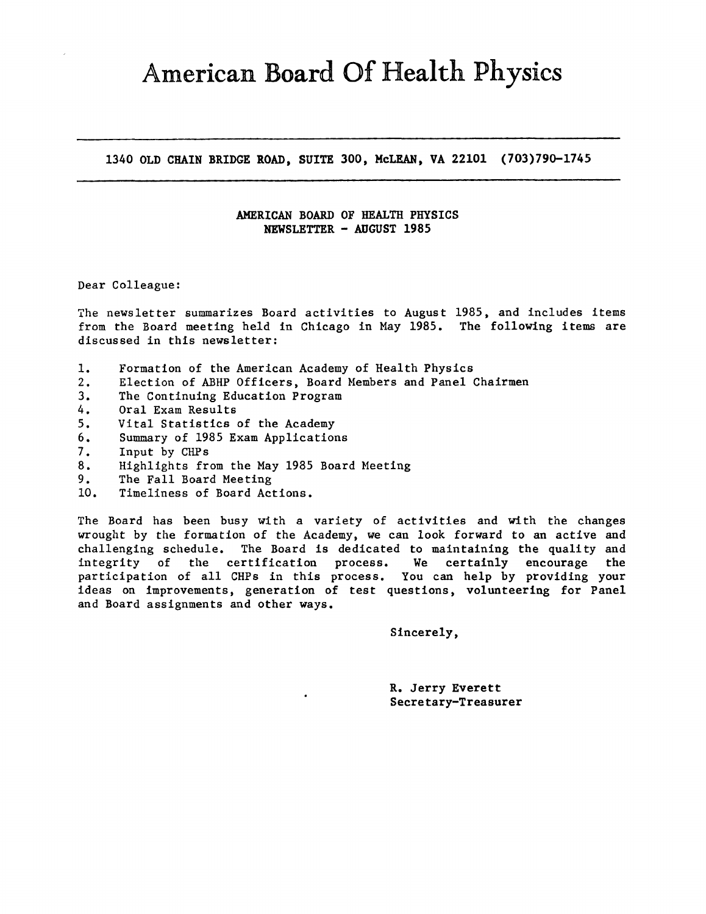# American Board Of Health Physics

1340 OLD CHAIN BRIDGE ROAD, SUITE 300, McLEAN, VA 22101 (703)790-1745

AMERICAN BOARD OF HEALTH PHYSICS
NEWSLETTER - AUGUST 1985

Dear Colleague:

The newsletter summarizes Board activities to August 1985, and includes items from the Board meeting held in Chicago in May 1985. The following items are discussed in this newsletter:

1. Formation of the American Academy of Health Physics
2. Election of ABHP Officers, Board Members and Panel Chairmen
3. The Continuing Education Program
4. Oral Exam Results
5. Vital Statistics of the Academy
6. Summary of 1985 Exam Applications
7. Input by CHPs
8. Highlights from the May 1985 Board Meeting
9. The Fall Board Meeting
10. Timeliness of Board Actions.

The Board has been busy with a variety of activities and with the changes wrought by the formation of the Academy, we can look forward to an active and challenging schedule. The Board is dedicated to maintaining the quality and integrity of the certification process. We certainly encourage the participation of all CHPs in this process. You can help by providing your ideas on improvements, generation of test questions, volunteering for Panel and Board assignments and other ways.

Sincerely,

R. Jerry Everett
Secretary-Treasurer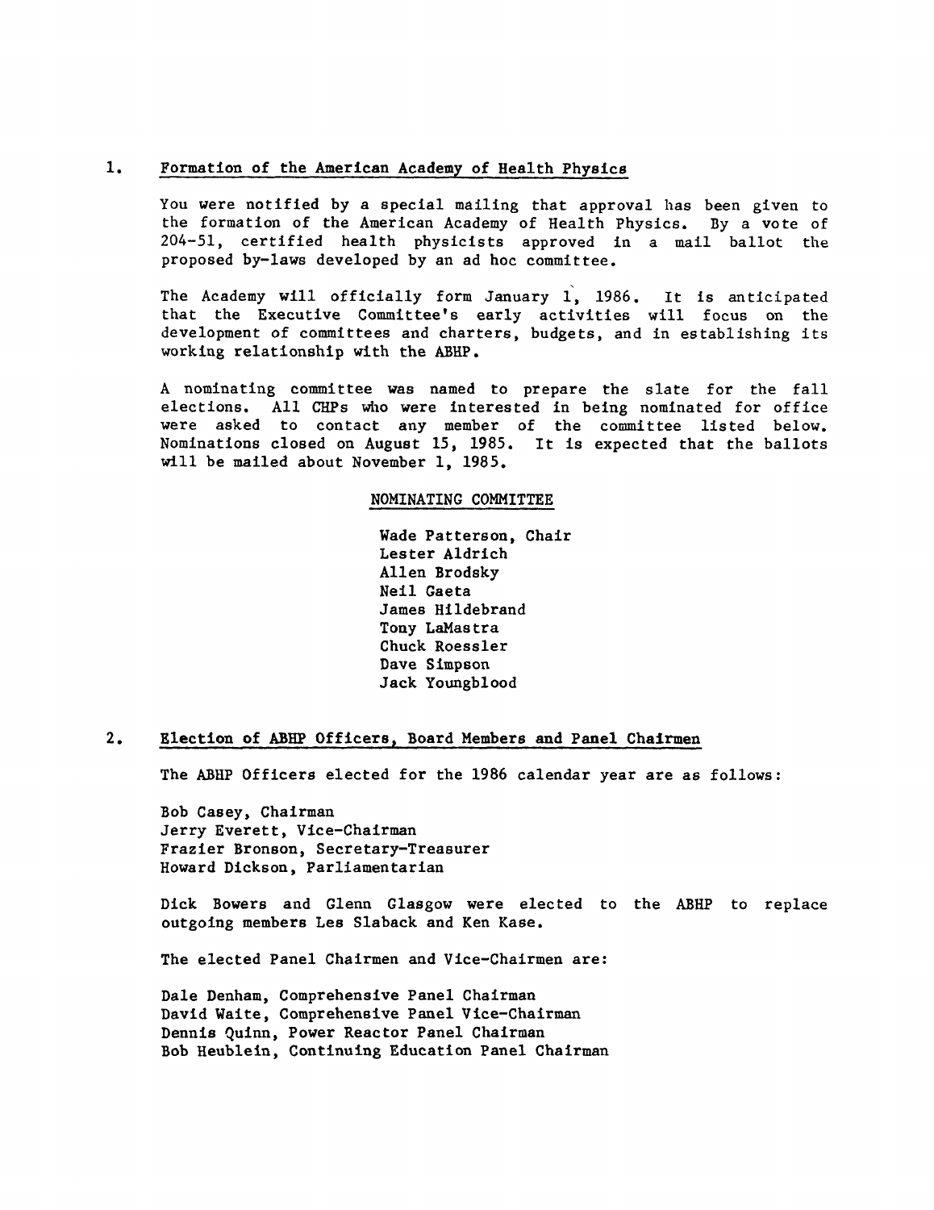## 1. Formation of the American Academy of Health Physics

You were notified by a special mailing that approval has been given to the formation of the American Academy of Health Physics. By a vote of 204-51, certified health physicists approved in a mail ballot the proposed by-laws developed by an ad hoc committee.

The Academy will officially form January 1, 1986. It is anticipated that the Executive Committee's early activities will focus on the development of committees and charters, budgets, and in establishing its working relationship with the ABHP.

A nominating committee was named to prepare the slate for the fall elections. All CHPs who were interested in being nominated for office were asked to contact any member of the committee listed below. Nominations closed on August 15, 1985. It is expected that the ballots will be mailed about November 1, 1985.

NOMINATING COMMITTEE

Wade Patterson, Chair
Lester Aldrich
Allen Brodsky
Neil Gaeta
James Hildebrand
Tony LaMastra
Chuck Roessler
Dave Simpson
Jack Youngblood

## 2. Election of ABHP Officers, Board Members and Panel Chairmen

The ABHP Officers elected for the 1986 calendar year are as follows:

Bob Casey, Chairman
Jerry Everett, Vice-Chairman
Frazier Bronson, Secretary-Treasurer
Howard Dickson, Parliamentarian

Dick Bowers and Glenn Glasgow were elected to the ABHP to replace outgoing members Les Slaback and Ken Kase.

The elected Panel Chairmen and Vice-Chairmen are:

Dale Denham, Comprehensive Panel Chairman
David Waite, Comprehensive Panel Vice-Chairman
Dennis Quinn, Power Reactor Panel Chairman
Bob Heublein, Continuing Education Panel Chairman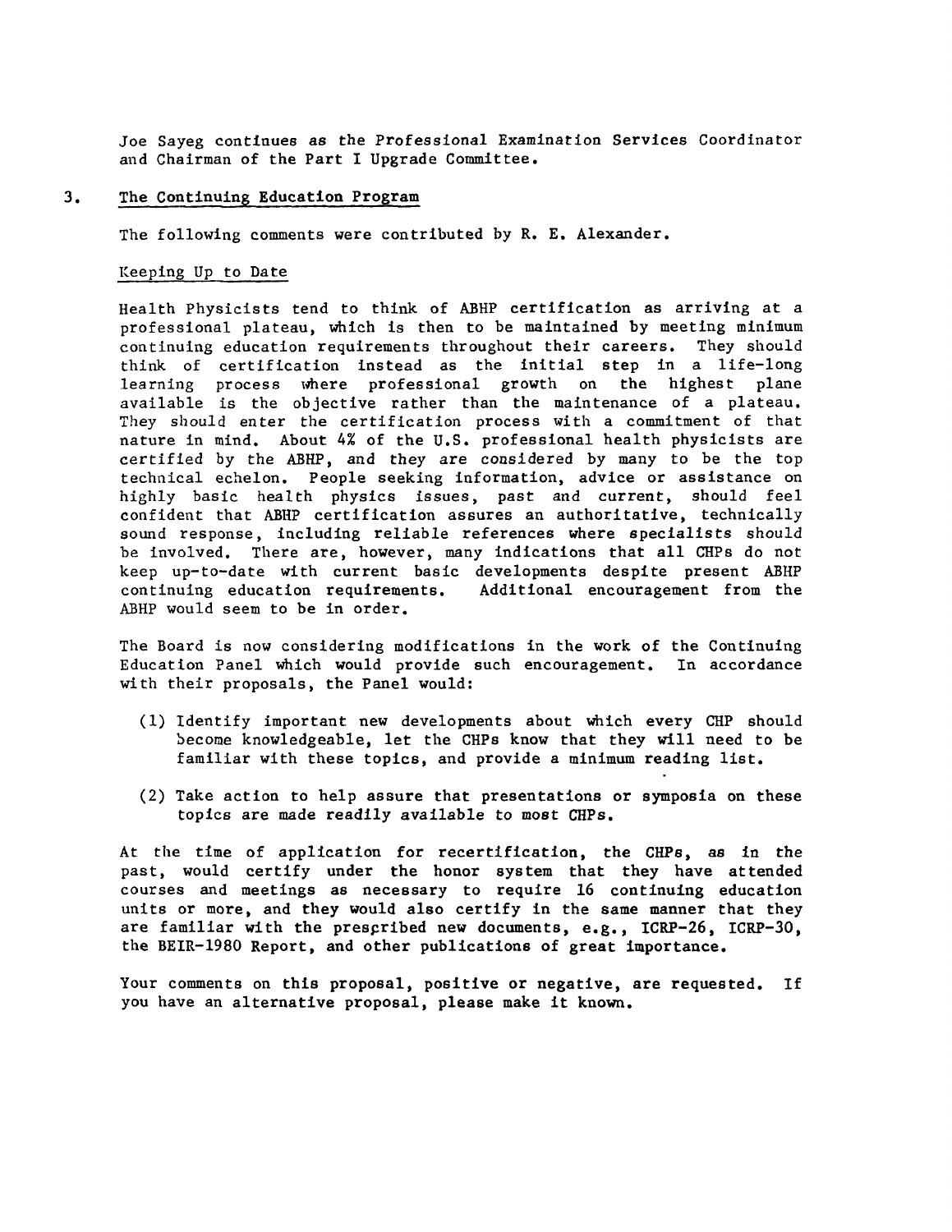Joe Sayeg continues as the Professional Examination Services Coordinator and Chairman of the Part I Upgrade Committee.

## 3. The Continuing Education Program

The following comments were contributed by R. E. Alexander.

### Keeping Up to Date

Health Physicists tend to think of ABHP certification as arriving at a professional plateau, which is then to be maintained by meeting minimum continuing education requirements throughout their careers. They should think of certification instead as the initial step in a life-long learning process where professional growth on the highest plane available is the objective rather than the maintenance of a plateau. They should enter the certification process with a commitment of that nature in mind. About 4% of the U.S. professional health physicists are certified by the ABHP, and they are considered by many to be the top technical echelon. People seeking information, advice or assistance on highly basic health physics issues, past and current, should feel confident that ABHP certification assures an authoritative, technically sound response, including reliable references where specialists should be involved. There are, however, many indications that all CHPs do not keep up-to-date with current basic developments despite present ABHP continuing education requirements. Additional encouragement from the ABHP would seem to be in order.

The Board is now considering modifications in the work of the Continuing Education Panel which would provide such encouragement. In accordance with their proposals, the Panel would:

(1) Identify important new developments about which every CHP should become knowledgeable, let the CHPs know that they will need to be familiar with these topics, and provide a minimum reading list.

(2) Take action to help assure that presentations or symposia on these topics are made readily available to most CHPs.

At the time of application for recertification, the CHPs, as in the past, would certify under the honor system that they have attended courses and meetings as necessary to require 16 continuing education units or more, and they would also certify in the same manner that they are familiar with the prescribed new documents, e.g., ICRP-26, ICRP-30, the BEIR-1980 Report, and other publications of great importance.

Your comments on this proposal, positive or negative, are requested. If you have an alternative proposal, please make it known.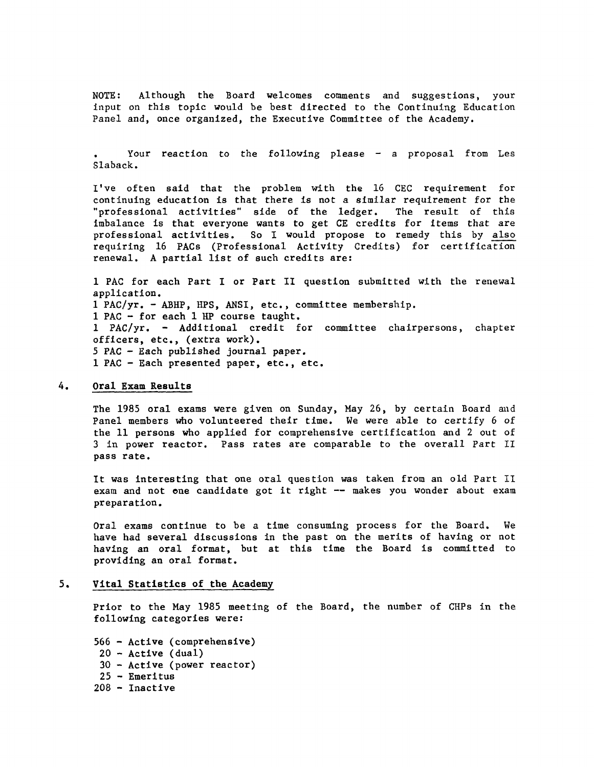NOTE: Although the Board welcomes comments and suggestions, your input on this topic would be best directed to the Continuing Education Panel and, once organized, the Executive Committee of the Academy.

- Your reaction to the following please - a proposal from Les Slaback.

I've often said that the problem with the 16 CEC requirement for continuing education is that there is not a similar requirement for the "professional activities" side of the ledger. The result of this imbalance is that everyone wants to get CE credits for items that are professional activities. So I would propose to remedy this by <u>also</u> requiring 16 PACs (Professional Activity Credits) for certification renewal. A partial list of such credits are:

1 PAC for each Part I or Part II question submitted with the renewal application.
1 PAC/yr. - ABHP, HPS, ANSI, etc., committee membership.
1 PAC - for each 1 HP course taught.
1 PAC/yr. - Additional credit for committee chairpersons, chapter officers, etc., (extra work).
5 PAC - Each published journal paper.
1 PAC - Each presented paper, etc., etc.

## 4. Oral Exam Results

The 1985 oral exams were given on Sunday, May 26, by certain Board and Panel members who volunteered their time. We were able to certify 6 of the 11 persons who applied for comprehensive certification and 2 out of 3 in power reactor. Pass rates are comparable to the overall Part II pass rate.

It was interesting that one oral question was taken from an old Part II exam and not one candidate got it right -- makes you wonder about exam preparation.

Oral exams continue to be a time consuming process for the Board. We have had several discussions in the past on the merits of having or not having an oral format, but at this time the Board is committed to providing an oral format.

## 5. Vital Statistics of the Academy

Prior to the May 1985 meeting of the Board, the number of CHPs in the following categories were:

566 - Active (comprehensive)
20 - Active (dual)
30 - Active (power reactor)
25 - Emeritus
208 - Inactive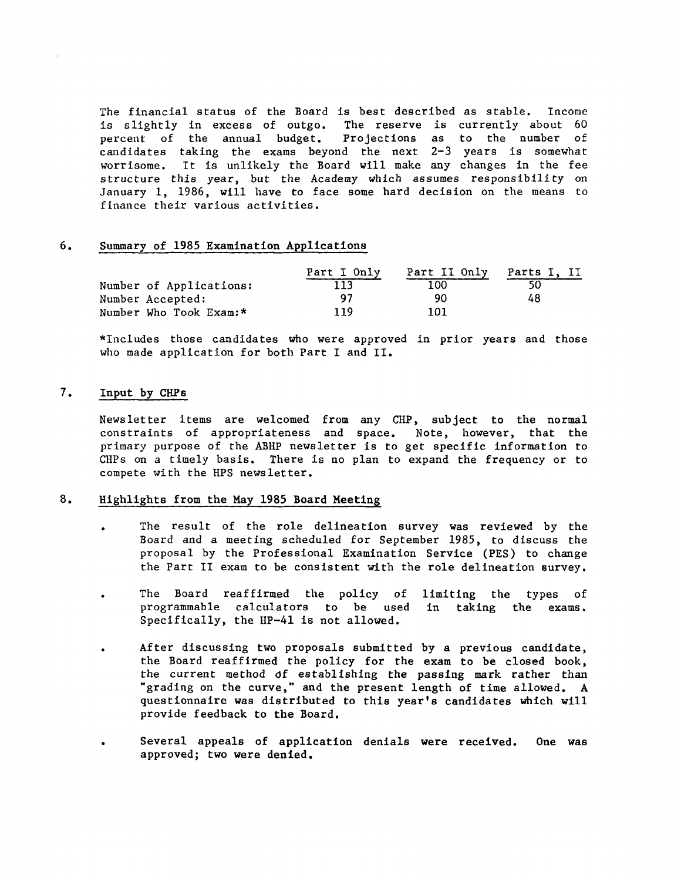The financial status of the Board is best described as stable. Income is slightly in excess of outgo. The reserve is currently about 60 percent of the annual budget. Projections as to the number of candidates taking the exams beyond the next 2-3 years is somewhat worrisome. It is unlikely the Board will make any changes in the fee structure this year, but the Academy which assumes responsibility on January 1, 1986, will have to face some hard decision on the means to finance their various activities.

## 6. Summary of 1985 Examination Applications

| | Part I Only | Part II Only | Parts I, II |
|---|---|---|---|
| Number of Applications: | 113 | 100 | 50 |
| Number Accepted: | 97 | 90 | 48 |
| Number Who Took Exam:* | 119 | 101 | |

*Includes those candidates who were approved in prior years and those who made application for both Part I and II.

## 7. Input by CHPs

Newsletter items are welcomed from any CHP, subject to the normal constraints of appropriateness and space. Note, however, that the primary purpose of the ABHP newsletter is to get specific information to CHPs on a timely basis. There is no plan to expand the frequency or to compete with the HPS newsletter.

## 8. Highlights from the May 1985 Board Meeting

- The result of the role delineation survey was reviewed by the Board and a meeting scheduled for September 1985, to discuss the proposal by the Professional Examination Service (PES) to change the Part II exam to be consistent with the role delineation survey.
- The Board reaffirmed the policy of limiting the types of programmable calculators to be used in taking the exams. Specifically, the HP-41 is not allowed.
- After discussing two proposals submitted by a previous candidate, the Board reaffirmed the policy for the exam to be closed book, the current method of establishing the passing mark rather than "grading on the curve," and the present length of time allowed. A questionnaire was distributed to this year's candidates which will provide feedback to the Board.
- Several appeals of application denials were received. One was approved; two were denied.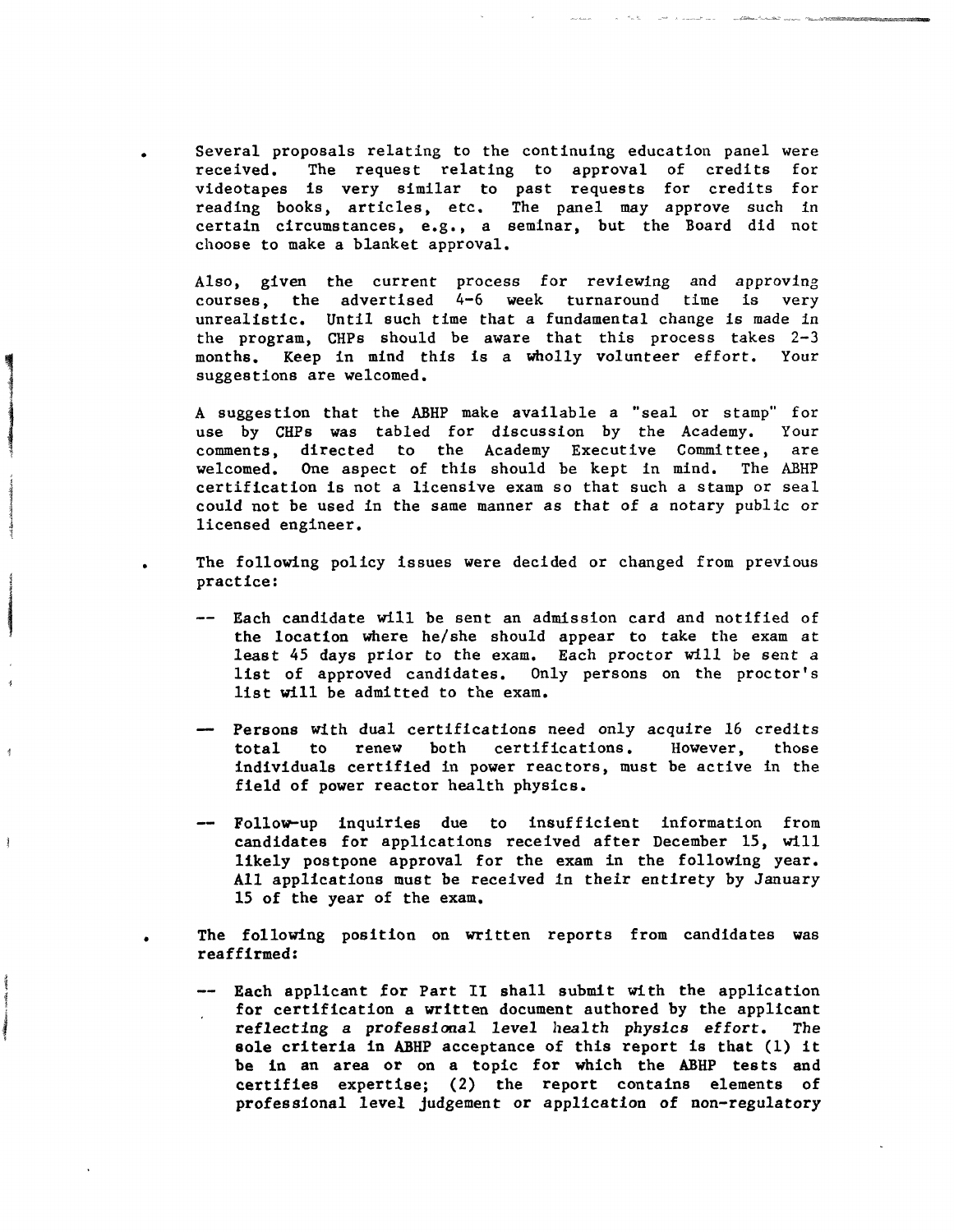- Several proposals relating to the continuing education panel were received. The request relating to approval of credits for videotapes is very similar to past requests for credits for reading books, articles, etc. The panel may approve such in certain circumstances, e.g., a seminar, but the Board did not choose to make a blanket approval.

  Also, given the current process for reviewing and approving courses, the advertised 4-6 week turnaround time is very unrealistic. Until such time that a fundamental change is made in the program, CHPs should be aware that this process takes 2-3 months. Keep in mind this is a wholly volunteer effort. Your suggestions are welcomed.

  A suggestion that the ABHP make available a "seal or stamp" for use by CHPs was tabled for discussion by the Academy. Your comments, directed to the Academy Executive Committee, are welcomed. One aspect of this should be kept in mind. The ABHP certification is not a licensive exam so that such a stamp or seal could not be used in the same manner as that of a notary public or licensed engineer.

- The following policy issues were decided or changed from previous practice:

  -- Each candidate will be sent an admission card and notified of the location where he/she should appear to take the exam at least 45 days prior to the exam. Each proctor will be sent a list of approved candidates. Only persons on the proctor's list will be admitted to the exam.

  -- Persons with dual certifications need only acquire 16 credits total to renew both certifications. However, those individuals certified in power reactors, must be active in the field of power reactor health physics.

  -- Follow-up inquiries due to insufficient information from candidates for applications received after December 15, will likely postpone approval for the exam in the following year. All applications must be received in their entirety by January 15 of the year of the exam.

- The following position on written reports from candidates was reaffirmed:

  -- Each applicant for Part II shall submit with the application for certification a written document authored by the applicant *reflecting a professional level health physics effort*. The sole criteria in ABHP acceptance of this report is that (1) it be in an area or on a topic for which the ABHP tests and certifies expertise; (2) the report contains elements of professional level judgement or application of non-regulatory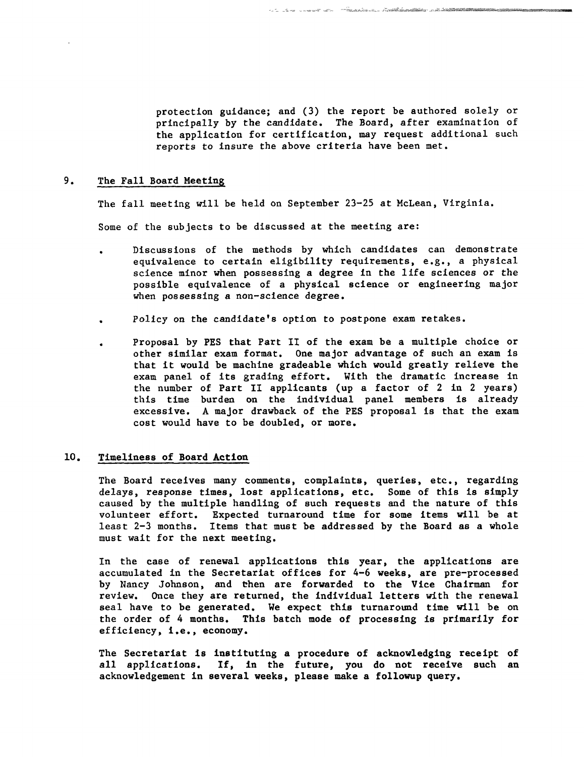protection guidance; and (3) the report be authored solely or principally by the candidate. The Board, after examination of the application for certification, may request additional such reports to insure the above criteria have been met.

## 9. The Fall Board Meeting

The fall meeting will be held on September 23-25 at McLean, Virginia.

Some of the subjects to be discussed at the meeting are:

- Discussions of the methods by which candidates can demonstrate equivalence to certain eligibility requirements, e.g., a physical science minor when possessing a degree in the life sciences or the possible equivalence of a physical science or engineering major when possessing a non-science degree.
- Policy on the candidate's option to postpone exam retakes.
- Proposal by PES that Part II of the exam be a multiple choice or other similar exam format. One major advantage of such an exam is that it would be machine gradeable which would greatly relieve the exam panel of its grading effort. With the dramatic increase in the number of Part II applicants (up a factor of 2 in 2 years) this time burden on the individual panel members is already excessive. A major drawback of the PES proposal is that the exam cost would have to be doubled, or more.

## 10. Timeliness of Board Action

The Board receives many comments, complaints, queries, etc., regarding delays, response times, lost applications, etc. Some of this is simply caused by the multiple handling of such requests and the nature of this volunteer effort. Expected turnaround time for some items will be at least 2-3 months. Items that must be addressed by the Board as a whole must wait for the next meeting.

In the case of renewal applications this year, the applications are accumulated in the Secretariat offices for 4-6 weeks, are pre-processed by Nancy Johnson, and then are forwarded to the Vice Chairman for review. Once they are returned, the individual letters with the renewal seal have to be generated. We expect this turnaround time will be on the order of 4 months. This batch mode of processing is primarily for efficiency, i.e., economy.

The Secretariat is instituting a procedure of acknowledging receipt of all applications. If, in the future, you do not receive such an acknowledgement in several weeks, please make a followup query.